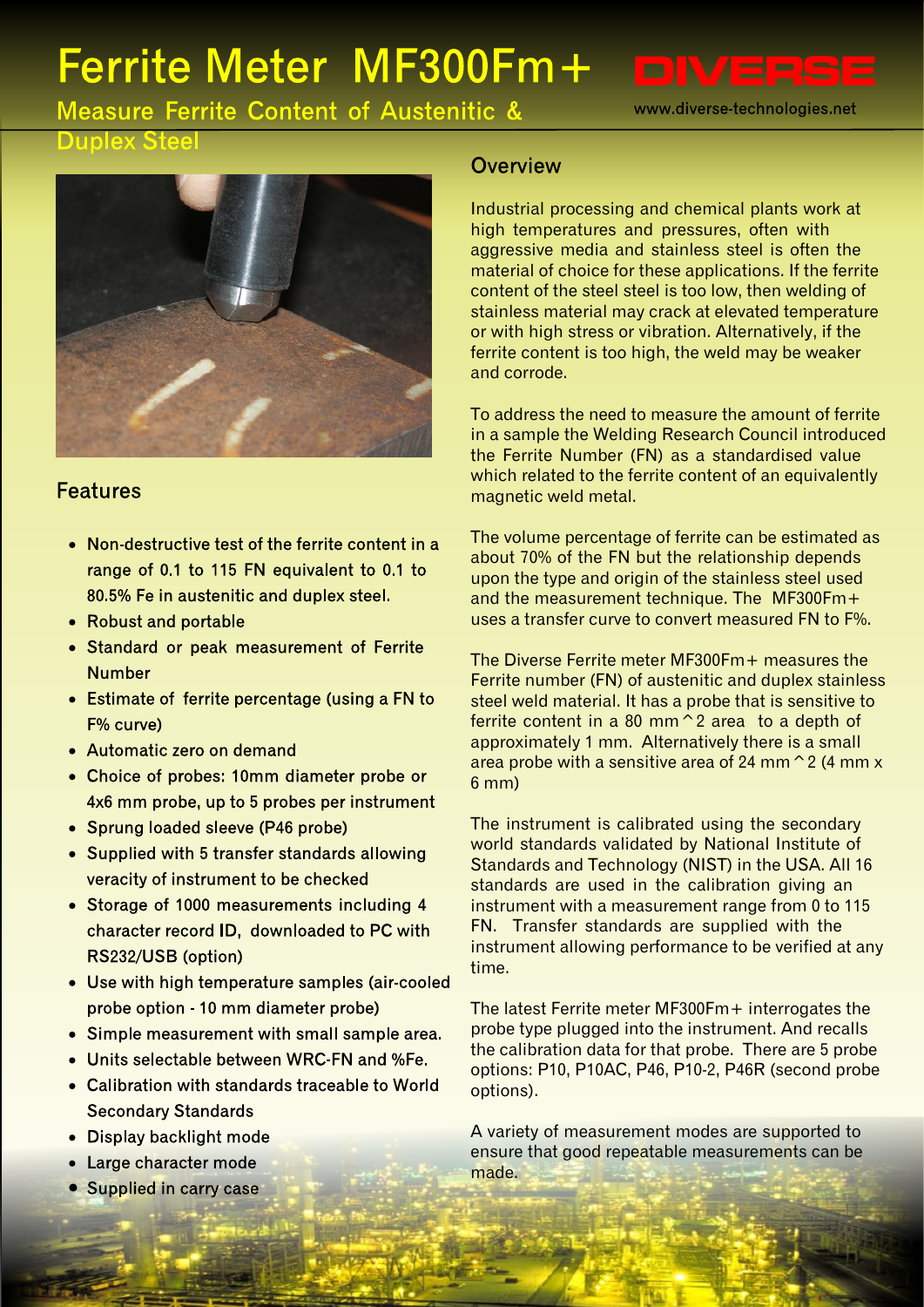# Ferrite Meter MF300Fm+

DIVERSE

## Measure Ferrite Content of Austenitic & Duplex Steel

www.diverse-technologies.net

## Overview

Industrial processing and chemical plants work at high temperatures and pressures, often with aggressive media and stainless steel is often the material of choice for these applications. If the ferrite content of the steel steel is too low, then welding of stainless material may crack at elevated temperature or with high stress or vibration. Alternatively, if the ferrite content is too high, the weld may be weaker and corrode.

To address the need to measure the amount of ferrite in a sample the Welding Research Council introduced the Ferrite Number (FN) as a standardised value which related to the ferrite content of an equivalently magnetic weld metal.

The volume percentage of ferrite can be estimated as about 70% of the FN but the relationship depends upon the type and origin of the stainless steel used and the measurement technique. The MF300Fm+ uses a transfer curve to convert measured FN to F%.

The Diverse Ferrite meter MF300Fm+ measures the Ferrite number (FN) of austenitic and duplex stainless steel weld material. It has a probe that is sensitive to ferrite content in a 80 mm^2 area to a depth of approximately 1 mm. Alternatively there is a small area probe with a sensitive area of 24 mm^2 (4 mm x 6 mm)

The instrument is calibrated using the secondary world standards validated by National Institute of Standards and Technology (NIST) in the USA. All 16 standards are used in the calibration giving an instrument with a measurement range from 0 to 115 FN. Transfer standards are supplied with the instrument allowing performance to be verified at any time.

The latest Ferrite meter MF300Fm+ interrogates the probe type plugged into the instrument. And recalls the calibration data for that probe. There are 5 probe options: P10, P10AC, P46, P10-2, P46R (second probe options).

A variety of measurement modes are supported to ensure that good repeatable measurements can be made.

## Features

- Non-destructive test of the ferrite content in a range of 0.1 to 115 FN equivalent to 0.1 to 80.5% Fe in austenitic and duplex steel.
- Robust and portable
- Standard or peak measurement of Ferrite Number
- Estimate of ferrite percentage (using a FN to F% curve)
- Automatic zero on demand
- Choice of probes: 10mm diameter probe or 4x6 mm probe, up to 5 probes per instrument
- Sprung loaded sleeve (P46 probe)
- Supplied with 5 transfer standards allowing veracity of instrument to be checked
- Storage of 1000 measurements including 4 character record ID, downloaded to PC with RS232/USB (option)
- Use with high temperature samples (air-cooled probe option - 10 mm diameter probe)
- Simple measurement with small sample area.
- Units selectable between WRC-FN and %Fe.
- Calibration with standards traceable to World Secondary Standards
- Display backlight mode
- Large character mode
- Supplied in carry case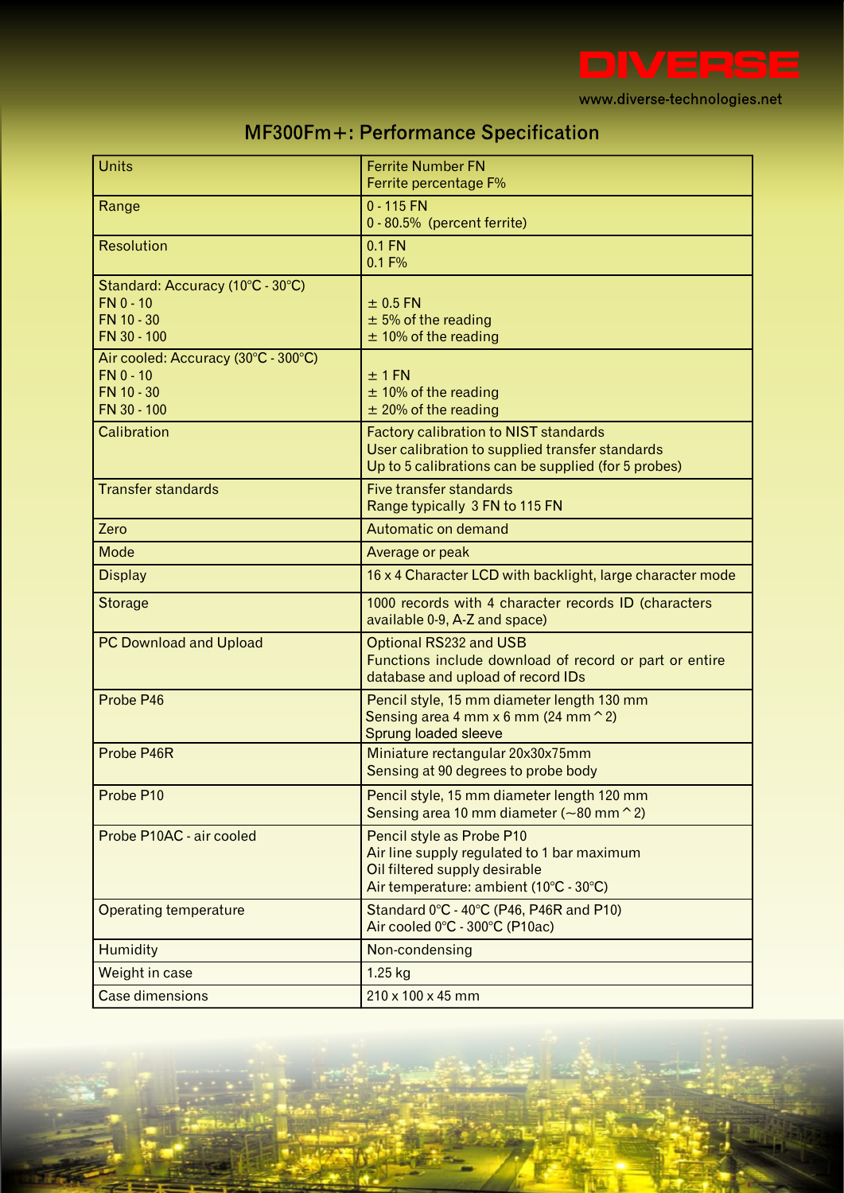DIVERSE

www.diverse-technologies.net

## MF300Fm+: Performance Specification

| | |
|---|---|
| Units | Ferrite Number FN<br>Ferrite percentage F% |
| Range | 0 - 115 FN<br>0 - 80.5% (percent ferrite) |
| Resolution | 0.1 FN<br>0.1 F% |
| Standard: Accuracy (10°C - 30°C)<br>FN 0 - 10<br>FN 10 - 30<br>FN 30 - 100 | <br>± 0.5 FN<br>± 5% of the reading<br>± 10% of the reading |
| Air cooled: Accuracy (30°C - 300°C)<br>FN 0 - 10<br>FN 10 - 30<br>FN 30 - 100 | <br>± 1 FN<br>± 10% of the reading<br>± 20% of the reading |
| Calibration | Factory calibration to NIST standards<br>User calibration to supplied transfer standards<br>Up to 5 calibrations can be supplied (for 5 probes) |
| Transfer standards | Five transfer standards<br>Range typically 3 FN to 115 FN |
| Zero | Automatic on demand |
| Mode | Average or peak |
| Display | 16 x 4 Character LCD with backlight, large character mode |
| Storage | 1000 records with 4 character records ID (characters available 0-9, A-Z and space) |
| PC Download and Upload | Optional RS232 and USB<br>Functions include download of record or part or entire database and upload of record IDs |
| Probe P46 | Pencil style, 15 mm diameter length 130 mm<br>Sensing area 4 mm x 6 mm (24 mm^2)<br>Sprung loaded sleeve |
| Probe P46R | Miniature rectangular 20x30x75mm<br>Sensing at 90 degrees to probe body |
| Probe P10 | Pencil style, 15 mm diameter length 120 mm<br>Sensing area 10 mm diameter (~80 mm^2) |
| Probe P10AC - air cooled | Pencil style as Probe P10<br>Air line supply regulated to 1 bar maximum<br>Oil filtered supply desirable<br>Air temperature: ambient (10°C - 30°C) |
| Operating temperature | Standard 0°C - 40°C (P46, P46R and P10)<br>Air cooled 0°C - 300°C (P10ac) |
| Humidity | Non-condensing |
| Weight in case | 1.25 kg |
| Case dimensions | 210 x 100 x 45 mm |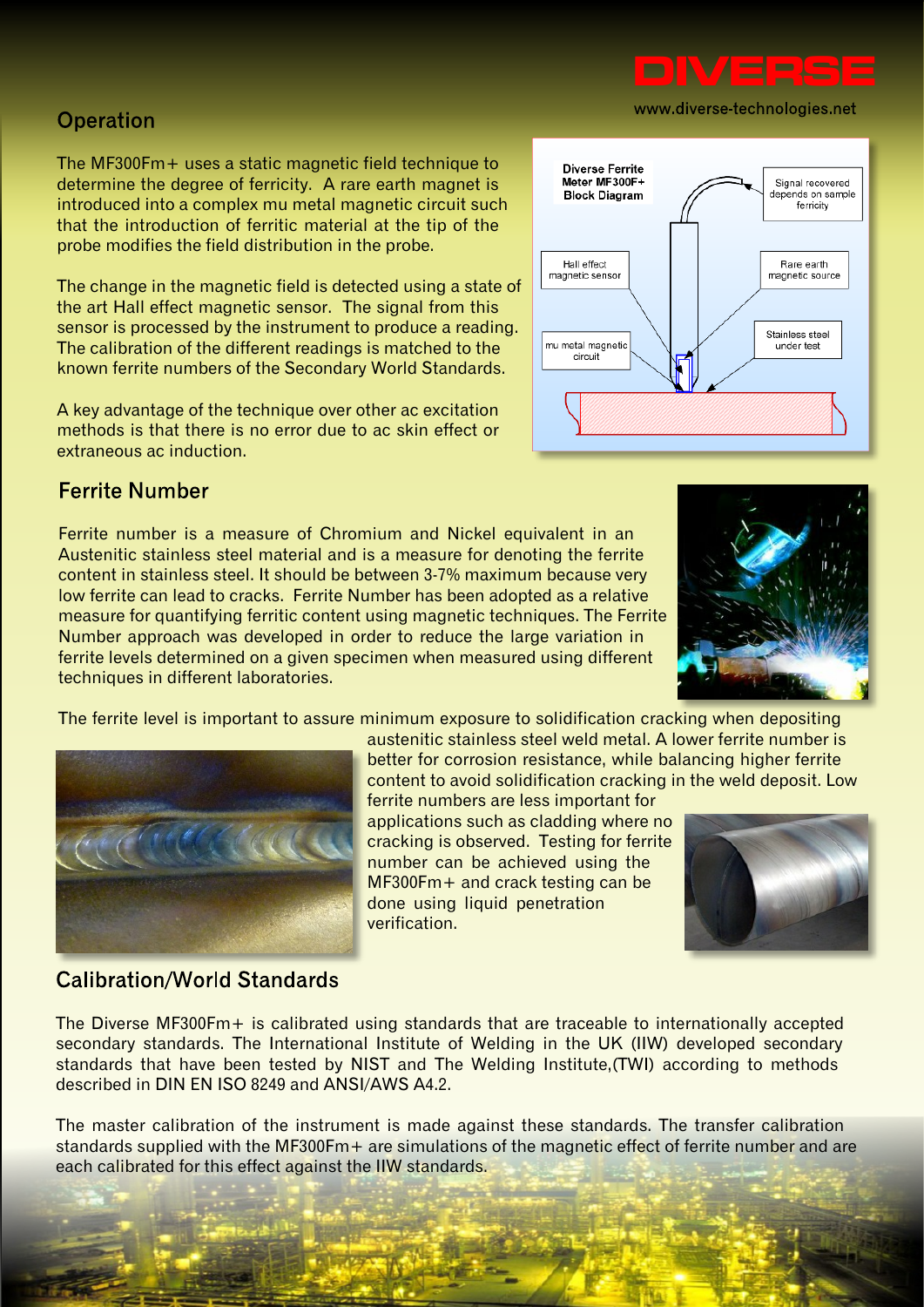## Operation

The MF300Fm+ uses a static magnetic field technique to determine the degree of ferricity. A rare earth magnet is introduced into a complex mu metal magnetic circuit such that the introduction of ferritic material at the tip of the probe modifies the field distribution in the probe.

The change in the magnetic field is detected using a state of the art Hall effect magnetic sensor. The signal from this sensor is processed by the instrument to produce a reading. The calibration of the different readings is matched to the known ferrite numbers of the Secondary World Standards.

A key advantage of the technique over other ac excitation methods is that there is no error due to ac skin effect or extraneous ac induction.

## Ferrite Number

Ferrite number is a measure of Chromium and Nickel equivalent in an Austenitic stainless steel material and is a measure for denoting the ferrite content in stainless steel. It should be between 3-7% maximum because very low ferrite can lead to cracks. Ferrite Number has been adopted as a relative measure for quantifying ferritic content using magnetic techniques. The Ferrite Number approach was developed in order to reduce the large variation in ferrite levels determined on a given specimen when measured using different techniques in different laboratories.

The ferrite level is important to assure minimum exposure to solidification cracking when depositing austenitic stainless steel weld metal. A lower ferrite number is better for corrosion resistance, while balancing higher ferrite content to avoid solidification cracking in the weld deposit. Low ferrite numbers are less important for applications such as cladding where no cracking is observed. Testing for ferrite number can be achieved using the MF300Fm+ and crack testing can be done using liquid penetration verification.

## Calibration/World Standards

The Diverse MF300Fm+ is calibrated using standards that are traceable to internationally accepted secondary standards. The International Institute of Welding in the UK (IIW) developed secondary standards that have been tested by NIST and The Welding Institute,(TWI) according to methods described in DIN EN ISO 8249 and ANSI/AWS A4.2.

The master calibration of the instrument is made against these standards. The transfer calibration standards supplied with the MF300Fm+ are simulations of the magnetic effect of ferrite number and are each calibrated for this effect against the IIW standards.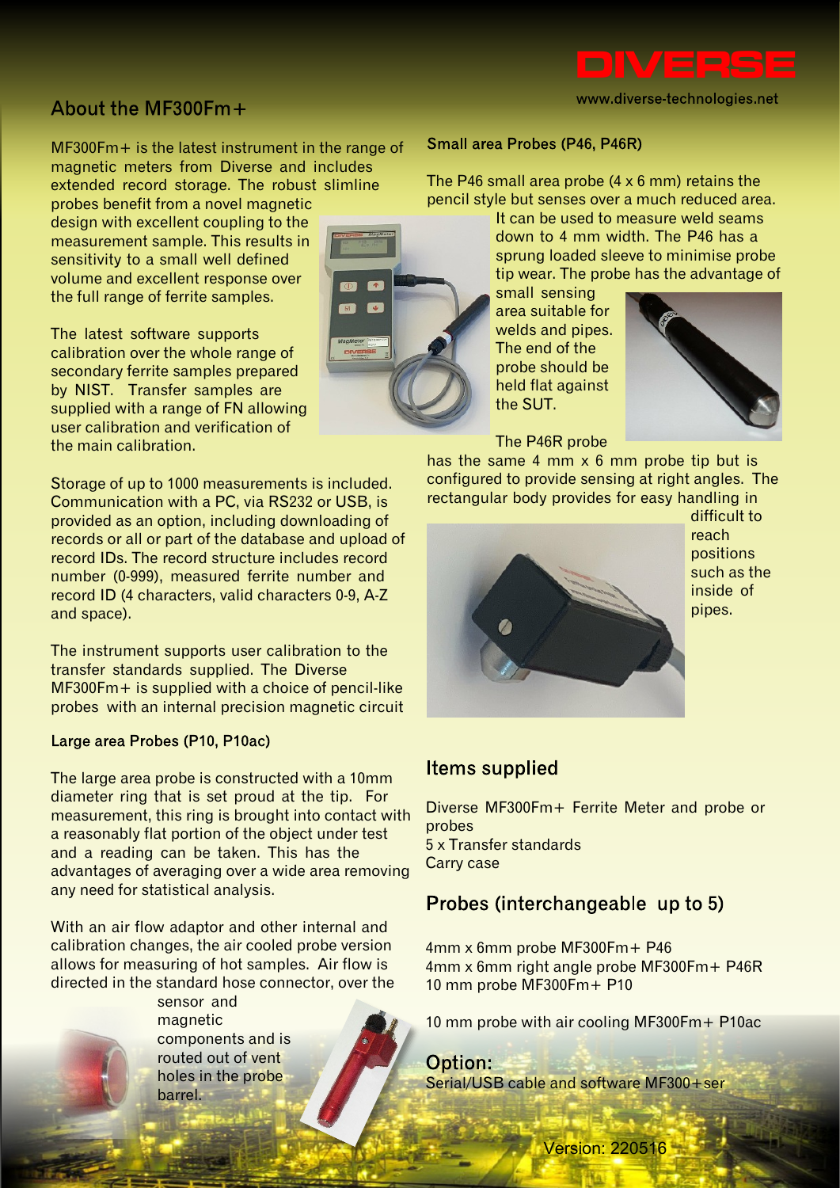DIVERSE

www.diverse-technologies.net

## About the MF300Fm+

MF300Fm+ is the latest instrument in the range of magnetic meters from Diverse and includes extended record storage. The robust slimline probes benefit from a novel magnetic design with excellent coupling to the measurement sample. This results in sensitivity to a small well defined volume and excellent response over the full range of ferrite samples.

The latest software supports calibration over the whole range of secondary ferrite samples prepared by NIST. Transfer samples are supplied with a range of FN allowing user calibration and verification of the main calibration.

Storage of up to 1000 measurements is included. Communication with a PC, via RS232 or USB, is provided as an option, including downloading of records or all or part of the database and upload of record IDs. The record structure includes record number (0-999), measured ferrite number and record ID (4 characters, valid characters 0-9, A-Z and space).

The instrument supports user calibration to the transfer standards supplied. The Diverse MF300Fm+ is supplied with a choice of pencil-like probes with an internal precision magnetic circuit

### Large area Probes (P10, P10ac)

The large area probe is constructed with a 10mm diameter ring that is set proud at the tip. For measurement, this ring is brought into contact with a reasonably flat portion of the object under test and a reading can be taken. This has the advantages of averaging over a wide area removing any need for statistical analysis.

With an air flow adaptor and other internal and calibration changes, the air cooled probe version allows for measuring of hot samples. Air flow is directed in the standard hose connector, over the sensor and magnetic components and is routed out of vent holes in the probe barrel.

### Small area Probes (P46, P46R)

The P46 small area probe (4 x 6 mm) retains the pencil style but senses over a much reduced area. It can be used to measure weld seams down to 4 mm width. The P46 has a sprung loaded sleeve to minimise probe tip wear. The probe has the advantage of small sensing area suitable for welds and pipes. The end of the probe should be held flat against the SUT.

The P46R probe has the same 4 mm x 6 mm probe tip but is configured to provide sensing at right angles. The rectangular body provides for easy handling in difficult to reach positions such as the inside of pipes.

## Items supplied

Diverse MF300Fm+ Ferrite Meter and probe or probes
5 x Transfer standards
Carry case

## Probes (interchangeable up to 5)

4mm x 6mm probe MF300Fm+ P46
4mm x 6mm right angle probe MF300Fm+ P46R
10 mm probe MF300Fm+ P10

10 mm probe with air cooling MF300Fm+ P10ac

## Option:

Serial/USB cable and software MF300+ser

Version: 220516